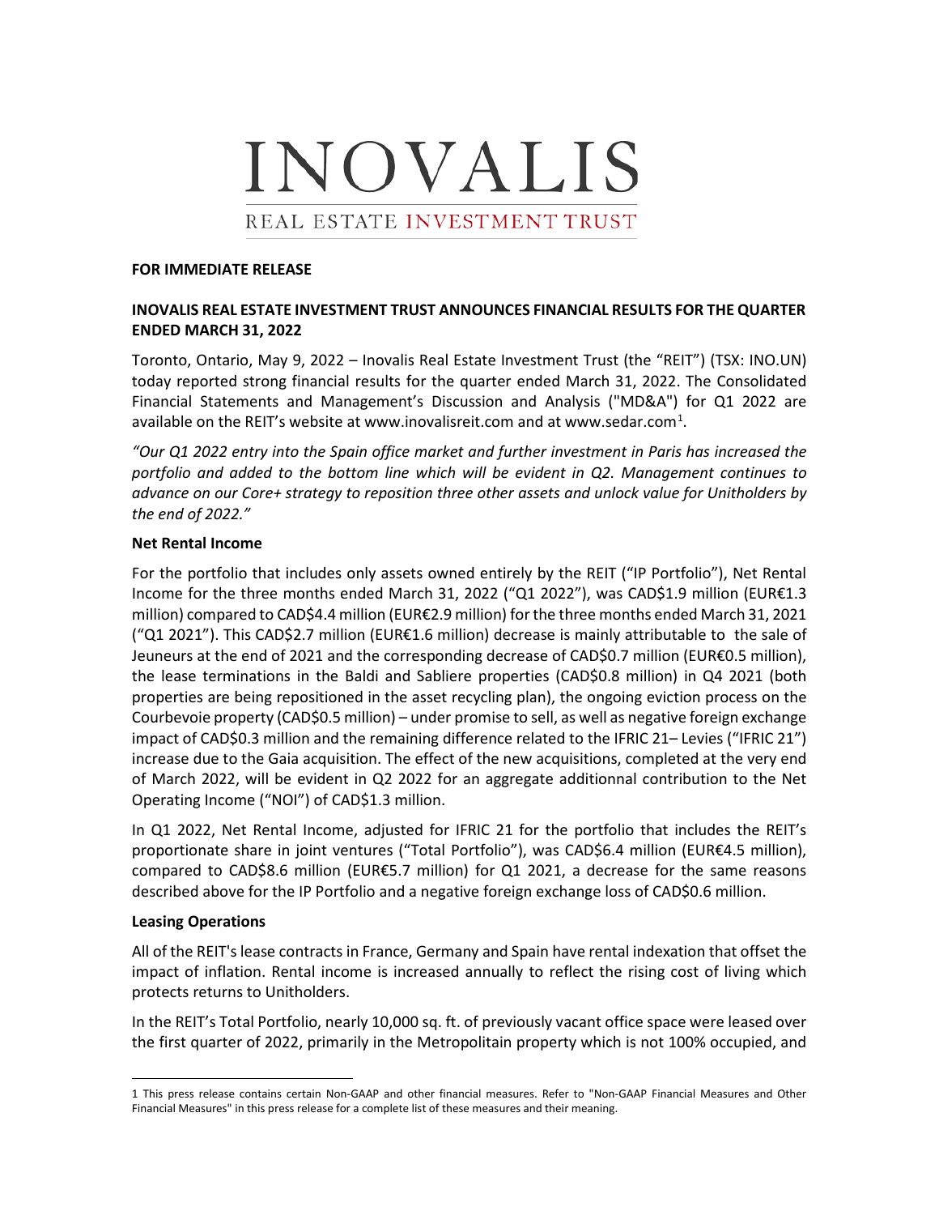# INOVALIS

REAL ESTATE INVESTMENT TRUST

**FOR IMMEDIATE RELEASE**

**INOVALIS REAL ESTATE INVESTMENT TRUST ANNOUNCES FINANCIAL RESULTS FOR THE QUARTER ENDED MARCH 31, 2022**

Toronto, Ontario, May 9, 2022 – Inovalis Real Estate Investment Trust (the "REIT") (TSX: INO.UN) today reported strong financial results for the quarter ended March 31, 2022. The Consolidated Financial Statements and Management's Discussion and Analysis ("MD&A") for Q1 2022 are available on the REIT's website at www.inovalisreit.com and at www.sedar.com[1].

*"Our Q1 2022 entry into the Spain office market and further investment in Paris has increased the portfolio and added to the bottom line which will be evident in Q2. Management continues to advance on our Core+ strategy to reposition three other assets and unlock value for Unitholders by the end of 2022."*

**Net Rental Income**

For the portfolio that includes only assets owned entirely by the REIT ("IP Portfolio"), Net Rental Income for the three months ended March 31, 2022 ("Q1 2022"), was CAD$1.9 million (EUR€1.3 million) compared to CAD$4.4 million (EUR€2.9 million) for the three months ended March 31, 2021 ("Q1 2021"). This CAD$2.7 million (EUR€1.6 million) decrease is mainly attributable to the sale of Jeuneurs at the end of 2021 and the corresponding decrease of CAD$0.7 million (EUR€0.5 million), the lease terminations in the Baldi and Sabliere properties (CAD$0.8 million) in Q4 2021 (both properties are being repositioned in the asset recycling plan), the ongoing eviction process on the Courbevoie property (CAD$0.5 million) – under promise to sell, as well as negative foreign exchange impact of CAD$0.3 million and the remaining difference related to the IFRIC 21– Levies ("IFRIC 21") increase due to the Gaia acquisition. The effect of the new acquisitions, completed at the very end of March 2022, will be evident in Q2 2022 for an aggregate additionnal contribution to the Net Operating Income ("NOI") of CAD$1.3 million.

In Q1 2022, Net Rental Income, adjusted for IFRIC 21 for the portfolio that includes the REIT's proportionate share in joint ventures ("Total Portfolio"), was CAD$6.4 million (EUR€4.5 million), compared to CAD$8.6 million (EUR€5.7 million) for Q1 2021, a decrease for the same reasons described above for the IP Portfolio and a negative foreign exchange loss of CAD$0.6 million.

**Leasing Operations**

All of the REIT's lease contracts in France, Germany and Spain have rental indexation that offset the impact of inflation. Rental income is increased annually to reflect the rising cost of living which protects returns to Unitholders.

In the REIT's Total Portfolio, nearly 10,000 sq. ft. of previously vacant office space were leased over the first quarter of 2022, primarily in the Metropolitain property which is not 100% occupied, and

[1] This press release contains certain Non-GAAP and other financial measures. Refer to "Non-GAAP Financial Measures and Other Financial Measures" in this press release for a complete list of these measures and their meaning.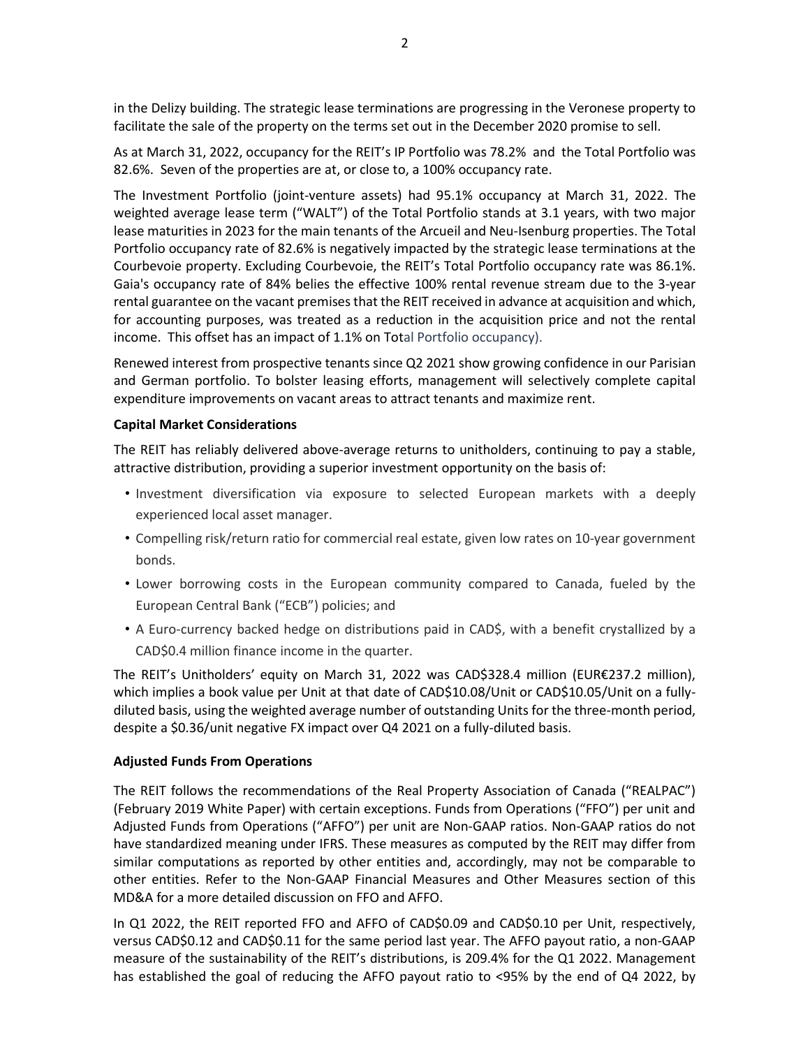in the Delizy building. The strategic lease terminations are progressing in the Veronese property to facilitate the sale of the property on the terms set out in the December 2020 promise to sell.

As at March 31, 2022, occupancy for the REIT's IP Portfolio was 78.2% and the Total Portfolio was 82.6%. Seven of the properties are at, or close to, a 100% occupancy rate.

The Investment Portfolio (joint-venture assets) had 95.1% occupancy at March 31, 2022. The weighted average lease term ("WALT") of the Total Portfolio stands at 3.1 years, with two major lease maturities in 2023 for the main tenants of the Arcueil and Neu-Isenburg properties. The Total Portfolio occupancy rate of 82.6% is negatively impacted by the strategic lease terminations at the Courbevoie property. Excluding Courbevoie, the REIT's Total Portfolio occupancy rate was 86.1%. Gaia's occupancy rate of 84% belies the effective 100% rental revenue stream due to the 3-year rental guarantee on the vacant premises that the REIT received in advance at acquisition and which, for accounting purposes, was treated as a reduction in the acquisition price and not the rental income. This offset has an impact of 1.1% on Total Portfolio occupancy).

Renewed interest from prospective tenants since Q2 2021 show growing confidence in our Parisian and German portfolio. To bolster leasing efforts, management will selectively complete capital expenditure improvements on vacant areas to attract tenants and maximize rent.

**Capital Market Considerations**

The REIT has reliably delivered above-average returns to unitholders, continuing to pay a stable, attractive distribution, providing a superior investment opportunity on the basis of:

- Investment diversification via exposure to selected European markets with a deeply experienced local asset manager.
- Compelling risk/return ratio for commercial real estate, given low rates on 10-year government bonds.
- Lower borrowing costs in the European community compared to Canada, fueled by the European Central Bank ("ECB") policies; and
- A Euro-currency backed hedge on distributions paid in CAD$, with a benefit crystallized by a CAD$0.4 million finance income in the quarter.

The REIT's Unitholders' equity on March 31, 2022 was CAD$328.4 million (EUR€237.2 million), which implies a book value per Unit at that date of CAD$10.08/Unit or CAD$10.05/Unit on a fully-diluted basis, using the weighted average number of outstanding Units for the three-month period, despite a $0.36/unit negative FX impact over Q4 2021 on a fully-diluted basis.

**Adjusted Funds From Operations**

The REIT follows the recommendations of the Real Property Association of Canada ("REALPAC") (February 2019 White Paper) with certain exceptions. Funds from Operations ("FFO") per unit and Adjusted Funds from Operations ("AFFO") per unit are Non-GAAP ratios. Non-GAAP ratios do not have standardized meaning under IFRS. These measures as computed by the REIT may differ from similar computations as reported by other entities and, accordingly, may not be comparable to other entities. Refer to the Non-GAAP Financial Measures and Other Measures section of this MD&A for a more detailed discussion on FFO and AFFO.

In Q1 2022, the REIT reported FFO and AFFO of CAD$0.09 and CAD$0.10 per Unit, respectively, versus CAD$0.12 and CAD$0.11 for the same period last year. The AFFO payout ratio, a non-GAAP measure of the sustainability of the REIT's distributions, is 209.4% for the Q1 2022. Management has established the goal of reducing the AFFO payout ratio to <95% by the end of Q4 2022, by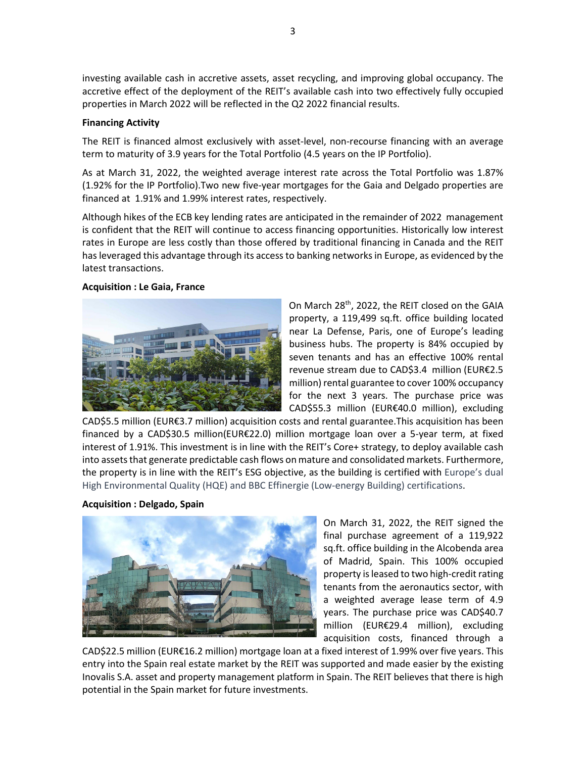investing available cash in accretive assets, asset recycling, and improving global occupancy. The accretive effect of the deployment of the REIT's available cash into two effectively fully occupied properties in March 2022 will be reflected in the Q2 2022 financial results.

**Financing Activity**

The REIT is financed almost exclusively with asset-level, non-recourse financing with an average term to maturity of 3.9 years for the Total Portfolio (4.5 years on the IP Portfolio).

As at March 31, 2022, the weighted average interest rate across the Total Portfolio was 1.87% (1.92% for the IP Portfolio).Two new five-year mortgages for the Gaia and Delgado properties are financed at 1.91% and 1.99% interest rates, respectively.

Although hikes of the ECB key lending rates are anticipated in the remainder of 2022 management is confident that the REIT will continue to access financing opportunities. Historically low interest rates in Europe are less costly than those offered by traditional financing in Canada and the REIT has leveraged this advantage through its access to banking networks in Europe, as evidenced by the latest transactions.

**Acquisition : Le Gaia, France**

On March 28th, 2022, the REIT closed on the GAIA property, a 119,499 sq.ft. office building located near La Defense, Paris, one of Europe's leading business hubs. The property is 84% occupied by seven tenants and has an effective 100% rental revenue stream due to CAD$3.4 million (EUR€2.5 million) rental guarantee to cover 100% occupancy for the next 3 years. The purchase price was CAD$55.3 million (EUR€40.0 million), excluding CAD$5.5 million (EUR€3.7 million) acquisition costs and rental guarantee.This acquisition has been financed by a CAD$30.5 million(EUR€22.0) million mortgage loan over a 5-year term, at fixed interest of 1.91%. This investment is in line with the REIT's Core+ strategy, to deploy available cash into assets that generate predictable cash flows on mature and consolidated markets. Furthermore, the property is in line with the REIT's ESG objective, as the building is certified with Europe's dual High Environmental Quality (HQE) and BBC Effinergie (Low-energy Building) certifications.

**Acquisition : Delgado, Spain**

On March 31, 2022, the REIT signed the final purchase agreement of a 119,922 sq.ft. office building in the Alcobenda area of Madrid, Spain. This 100% occupied property is leased to two high-credit rating tenants from the aeronautics sector, with a weighted average lease term of 4.9 years. The purchase price was CAD$40.7 million (EUR€29.4 million), excluding acquisition costs, financed through a CAD$22.5 million (EUR€16.2 million) mortgage loan at a fixed interest of 1.99% over five years. This entry into the Spain real estate market by the REIT was supported and made easier by the existing Inovalis S.A. asset and property management platform in Spain. The REIT believes that there is high potential in the Spain market for future investments.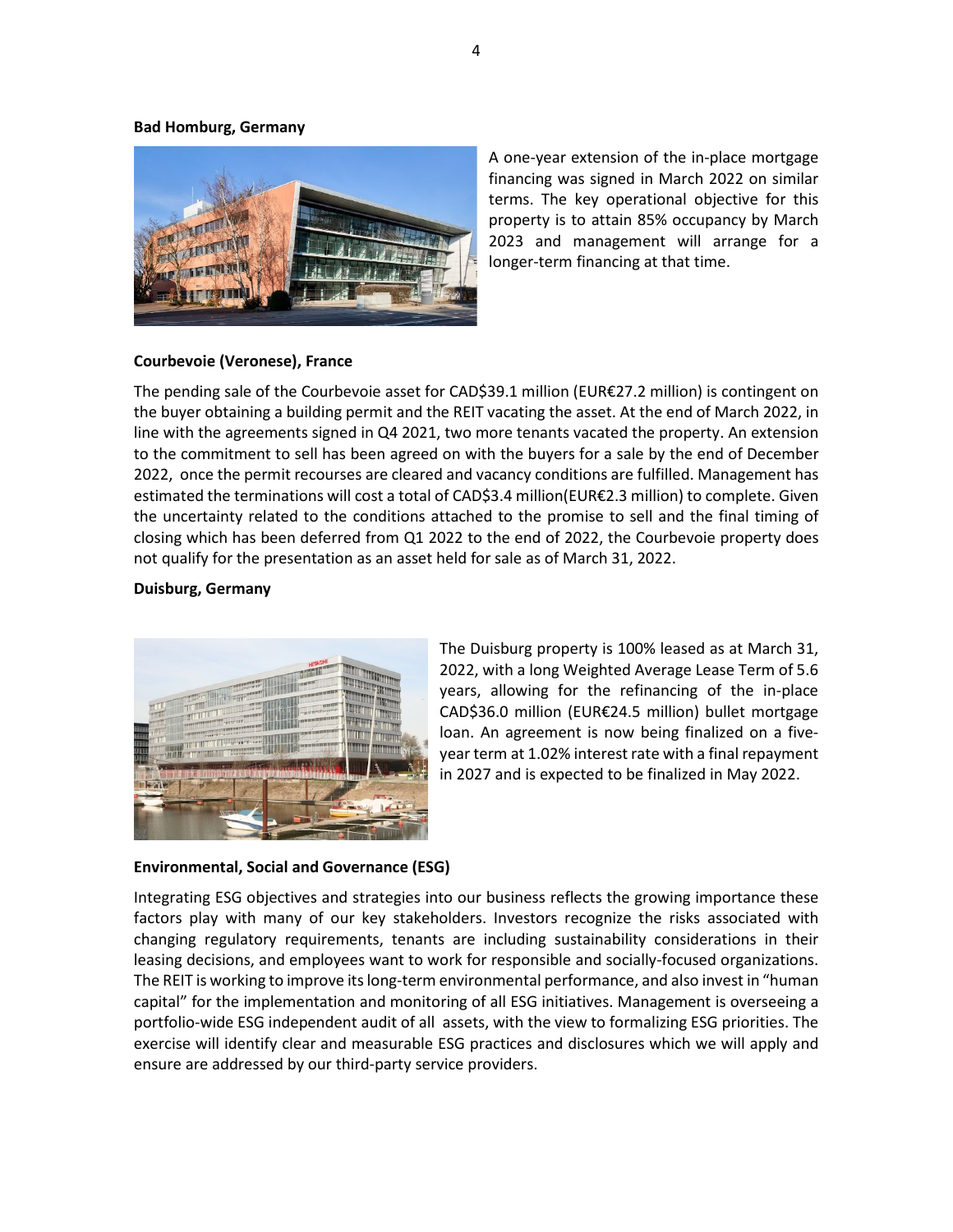**Bad Homburg, Germany**

A one-year extension of the in-place mortgage financing was signed in March 2022 on similar terms. The key operational objective for this property is to attain 85% occupancy by March 2023 and management will arrange for a longer-term financing at that time.

**Courbevoie (Veronese), France**

The pending sale of the Courbevoie asset for CAD$39.1 million (EUR€27.2 million) is contingent on the buyer obtaining a building permit and the REIT vacating the asset. At the end of March 2022, in line with the agreements signed in Q4 2021, two more tenants vacated the property. An extension to the commitment to sell has been agreed on with the buyers for a sale by the end of December 2022, once the permit recourses are cleared and vacancy conditions are fulfilled. Management has estimated the terminations will cost a total of CAD$3.4 million(EUR€2.3 million) to complete. Given the uncertainty related to the conditions attached to the promise to sell and the final timing of closing which has been deferred from Q1 2022 to the end of 2022, the Courbevoie property does not qualify for the presentation as an asset held for sale as of March 31, 2022.

**Duisburg, Germany**

The Duisburg property is 100% leased as at March 31, 2022, with a long Weighted Average Lease Term of 5.6 years, allowing for the refinancing of the in-place CAD$36.0 million (EUR€24.5 million) bullet mortgage loan. An agreement is now being finalized on a five-year term at 1.02% interest rate with a final repayment in 2027 and is expected to be finalized in May 2022.

**Environmental, Social and Governance (ESG)**

Integrating ESG objectives and strategies into our business reflects the growing importance these factors play with many of our key stakeholders. Investors recognize the risks associated with changing regulatory requirements, tenants are including sustainability considerations in their leasing decisions, and employees want to work for responsible and socially-focused organizations. The REIT is working to improve its long-term environmental performance, and also invest in "human capital" for the implementation and monitoring of all ESG initiatives. Management is overseeing a portfolio-wide ESG independent audit of all assets, with the view to formalizing ESG priorities. The exercise will identify clear and measurable ESG practices and disclosures which we will apply and ensure are addressed by our third-party service providers.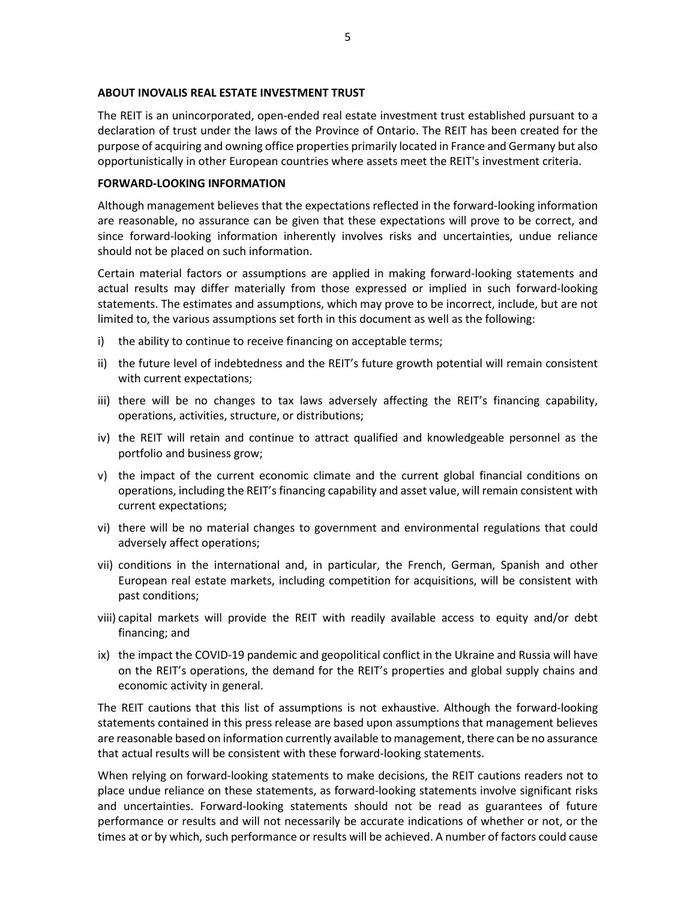**ABOUT INOVALIS REAL ESTATE INVESTMENT TRUST**

The REIT is an unincorporated, open-ended real estate investment trust established pursuant to a declaration of trust under the laws of the Province of Ontario. The REIT has been created for the purpose of acquiring and owning office properties primarily located in France and Germany but also opportunistically in other European countries where assets meet the REIT's investment criteria.

**FORWARD-LOOKING INFORMATION**

Although management believes that the expectations reflected in the forward-looking information are reasonable, no assurance can be given that these expectations will prove to be correct, and since forward-looking information inherently involves risks and uncertainties, undue reliance should not be placed on such information.

Certain material factors or assumptions are applied in making forward-looking statements and actual results may differ materially from those expressed or implied in such forward-looking statements. The estimates and assumptions, which may prove to be incorrect, include, but are not limited to, the various assumptions set forth in this document as well as the following:

i) the ability to continue to receive financing on acceptable terms;

ii) the future level of indebtedness and the REIT's future growth potential will remain consistent with current expectations;

iii) there will be no changes to tax laws adversely affecting the REIT's financing capability, operations, activities, structure, or distributions;

iv) the REIT will retain and continue to attract qualified and knowledgeable personnel as the portfolio and business grow;

v) the impact of the current economic climate and the current global financial conditions on operations, including the REIT's financing capability and asset value, will remain consistent with current expectations;

vi) there will be no material changes to government and environmental regulations that could adversely affect operations;

vii) conditions in the international and, in particular, the French, German, Spanish and other European real estate markets, including competition for acquisitions, will be consistent with past conditions;

viii) capital markets will provide the REIT with readily available access to equity and/or debt financing; and

ix) the impact the COVID-19 pandemic and geopolitical conflict in the Ukraine and Russia will have on the REIT's operations, the demand for the REIT's properties and global supply chains and economic activity in general.

The REIT cautions that this list of assumptions is not exhaustive. Although the forward-looking statements contained in this press release are based upon assumptions that management believes are reasonable based on information currently available to management, there can be no assurance that actual results will be consistent with these forward-looking statements.

When relying on forward-looking statements to make decisions, the REIT cautions readers not to place undue reliance on these statements, as forward-looking statements involve significant risks and uncertainties. Forward-looking statements should not be read as guarantees of future performance or results and will not necessarily be accurate indications of whether or not, or the times at or by which, such performance or results will be achieved. A number of factors could cause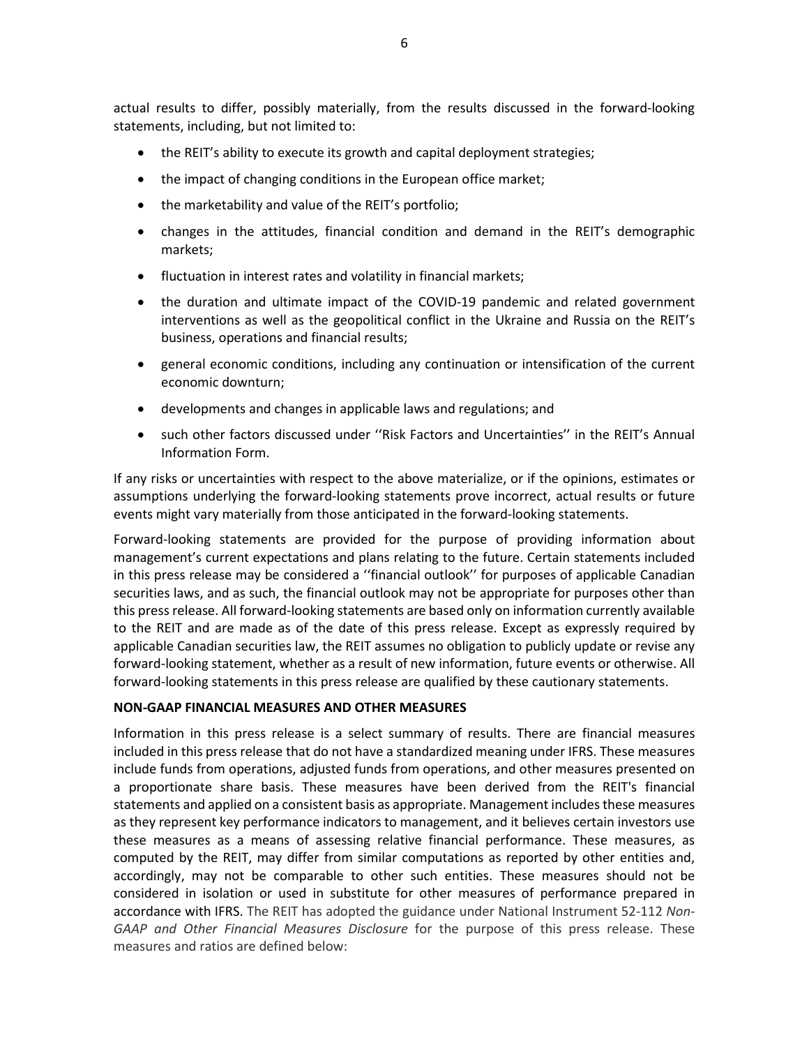actual results to differ, possibly materially, from the results discussed in the forward-looking statements, including, but not limited to:

- the REIT's ability to execute its growth and capital deployment strategies;
- the impact of changing conditions in the European office market;
- the marketability and value of the REIT's portfolio;
- changes in the attitudes, financial condition and demand in the REIT's demographic markets;
- fluctuation in interest rates and volatility in financial markets;
- the duration and ultimate impact of the COVID-19 pandemic and related government interventions as well as the geopolitical conflict in the Ukraine and Russia on the REIT's business, operations and financial results;
- general economic conditions, including any continuation or intensification of the current economic downturn;
- developments and changes in applicable laws and regulations; and
- such other factors discussed under ''Risk Factors and Uncertainties'' in the REIT's Annual Information Form.

If any risks or uncertainties with respect to the above materialize, or if the opinions, estimates or assumptions underlying the forward-looking statements prove incorrect, actual results or future events might vary materially from those anticipated in the forward-looking statements.

Forward-looking statements are provided for the purpose of providing information about management's current expectations and plans relating to the future. Certain statements included in this press release may be considered a ''financial outlook'' for purposes of applicable Canadian securities laws, and as such, the financial outlook may not be appropriate for purposes other than this press release. All forward-looking statements are based only on information currently available to the REIT and are made as of the date of this press release. Except as expressly required by applicable Canadian securities law, the REIT assumes no obligation to publicly update or revise any forward-looking statement, whether as a result of new information, future events or otherwise. All forward-looking statements in this press release are qualified by these cautionary statements.

**NON-GAAP FINANCIAL MEASURES AND OTHER MEASURES**

Information in this press release is a select summary of results. There are financial measures included in this press release that do not have a standardized meaning under IFRS. These measures include funds from operations, adjusted funds from operations, and other measures presented on a proportionate share basis. These measures have been derived from the REIT's financial statements and applied on a consistent basis as appropriate. Management includes these measures as they represent key performance indicators to management, and it believes certain investors use these measures as a means of assessing relative financial performance. These measures, as computed by the REIT, may differ from similar computations as reported by other entities and, accordingly, may not be comparable to other such entities. These measures should not be considered in isolation or used in substitute for other measures of performance prepared in accordance with IFRS. The REIT has adopted the guidance under National Instrument 52-112 *Non-GAAP and Other Financial Measures Disclosure* for the purpose of this press release. These measures and ratios are defined below: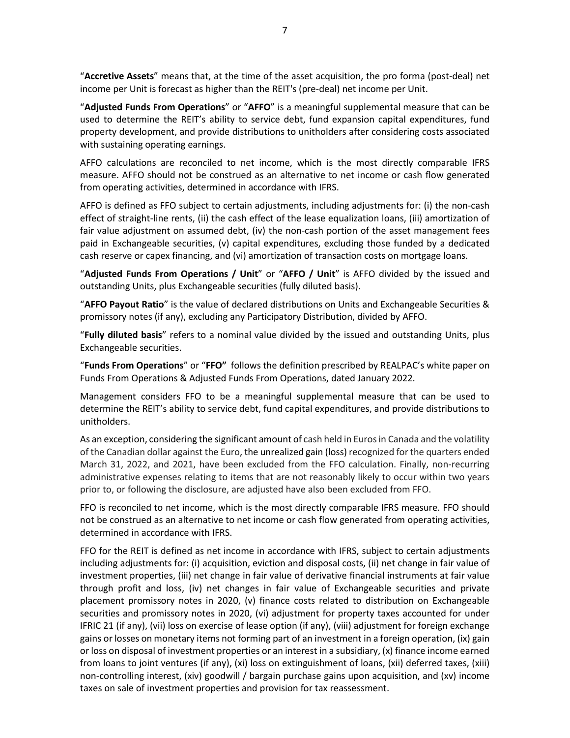"**Accretive Assets**" means that, at the time of the asset acquisition, the pro forma (post-deal) net income per Unit is forecast as higher than the REIT's (pre-deal) net income per Unit.

"**Adjusted Funds From Operations**" or "**AFFO**" is a meaningful supplemental measure that can be used to determine the REIT's ability to service debt, fund expansion capital expenditures, fund property development, and provide distributions to unitholders after considering costs associated with sustaining operating earnings.

AFFO calculations are reconciled to net income, which is the most directly comparable IFRS measure. AFFO should not be construed as an alternative to net income or cash flow generated from operating activities, determined in accordance with IFRS.

AFFO is defined as FFO subject to certain adjustments, including adjustments for: (i) the non-cash effect of straight-line rents, (ii) the cash effect of the lease equalization loans, (iii) amortization of fair value adjustment on assumed debt, (iv) the non-cash portion of the asset management fees paid in Exchangeable securities, (v) capital expenditures, excluding those funded by a dedicated cash reserve or capex financing, and (vi) amortization of transaction costs on mortgage loans.

"**Adjusted Funds From Operations / Unit**" or "**AFFO / Unit**" is AFFO divided by the issued and outstanding Units, plus Exchangeable securities (fully diluted basis).

"**AFFO Payout Ratio**" is the value of declared distributions on Units and Exchangeable Securities & promissory notes (if any), excluding any Participatory Distribution, divided by AFFO.

"**Fully diluted basis**" refers to a nominal value divided by the issued and outstanding Units, plus Exchangeable securities.

"**Funds From Operations**" or "**FFO"** follows the definition prescribed by REALPAC's white paper on Funds From Operations & Adjusted Funds From Operations, dated January 2022.

Management considers FFO to be a meaningful supplemental measure that can be used to determine the REIT's ability to service debt, fund capital expenditures, and provide distributions to unitholders.

As an exception, considering the significant amount of cash held in Euros in Canada and the volatility of the Canadian dollar against the Euro, the unrealized gain (loss) recognized for the quarters ended March 31, 2022, and 2021, have been excluded from the FFO calculation. Finally, non-recurring administrative expenses relating to items that are not reasonably likely to occur within two years prior to, or following the disclosure, are adjusted have also been excluded from FFO.

FFO is reconciled to net income, which is the most directly comparable IFRS measure. FFO should not be construed as an alternative to net income or cash flow generated from operating activities, determined in accordance with IFRS.

FFO for the REIT is defined as net income in accordance with IFRS, subject to certain adjustments including adjustments for: (i) acquisition, eviction and disposal costs, (ii) net change in fair value of investment properties, (iii) net change in fair value of derivative financial instruments at fair value through profit and loss, (iv) net changes in fair value of Exchangeable securities and private placement promissory notes in 2020, (v) finance costs related to distribution on Exchangeable securities and promissory notes in 2020, (vi) adjustment for property taxes accounted for under IFRIC 21 (if any), (vii) loss on exercise of lease option (if any), (viii) adjustment for foreign exchange gains or losses on monetary items not forming part of an investment in a foreign operation, (ix) gain or loss on disposal of investment properties or an interest in a subsidiary, (x) finance income earned from loans to joint ventures (if any), (xi) loss on extinguishment of loans, (xii) deferred taxes, (xiii) non-controlling interest, (xiv) goodwill / bargain purchase gains upon acquisition, and (xv) income taxes on sale of investment properties and provision for tax reassessment.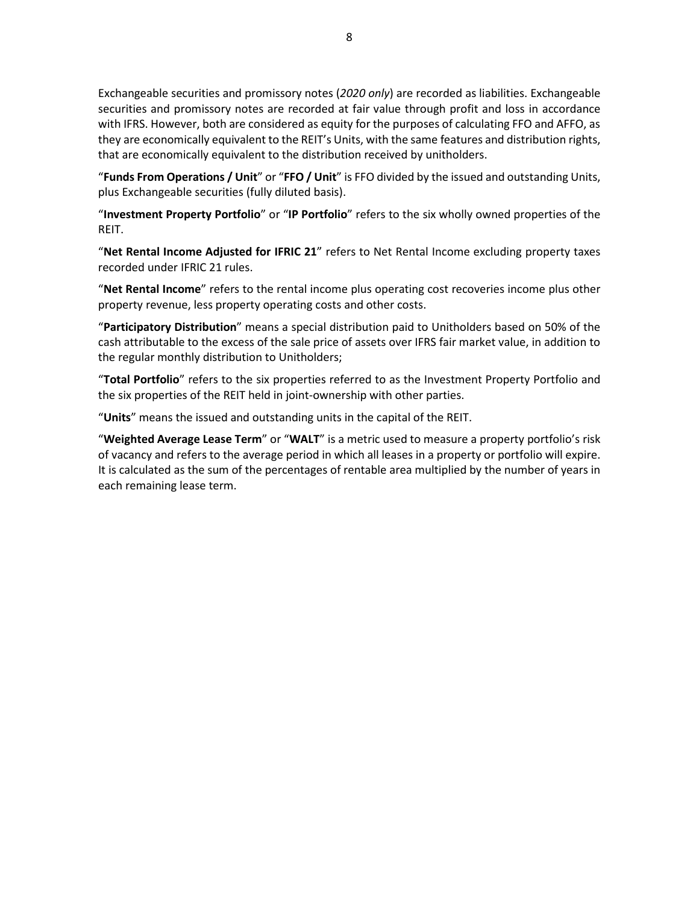Exchangeable securities and promissory notes (*2020 only*) are recorded as liabilities. Exchangeable securities and promissory notes are recorded at fair value through profit and loss in accordance with IFRS. However, both are considered as equity for the purposes of calculating FFO and AFFO, as they are economically equivalent to the REIT's Units, with the same features and distribution rights, that are economically equivalent to the distribution received by unitholders.

"**Funds From Operations / Unit**" or "**FFO / Unit**" is FFO divided by the issued and outstanding Units, plus Exchangeable securities (fully diluted basis).

"**Investment Property Portfolio**" or "**IP Portfolio**" refers to the six wholly owned properties of the REIT.

"**Net Rental Income Adjusted for IFRIC 21**" refers to Net Rental Income excluding property taxes recorded under IFRIC 21 rules.

"**Net Rental Income**" refers to the rental income plus operating cost recoveries income plus other property revenue, less property operating costs and other costs.

"**Participatory Distribution**" means a special distribution paid to Unitholders based on 50% of the cash attributable to the excess of the sale price of assets over IFRS fair market value, in addition to the regular monthly distribution to Unitholders;

"**Total Portfolio**" refers to the six properties referred to as the Investment Property Portfolio and the six properties of the REIT held in joint-ownership with other parties.

"**Units**" means the issued and outstanding units in the capital of the REIT.

"**Weighted Average Lease Term**" or "**WALT**" is a metric used to measure a property portfolio's risk of vacancy and refers to the average period in which all leases in a property or portfolio will expire. It is calculated as the sum of the percentages of rentable area multiplied by the number of years in each remaining lease term.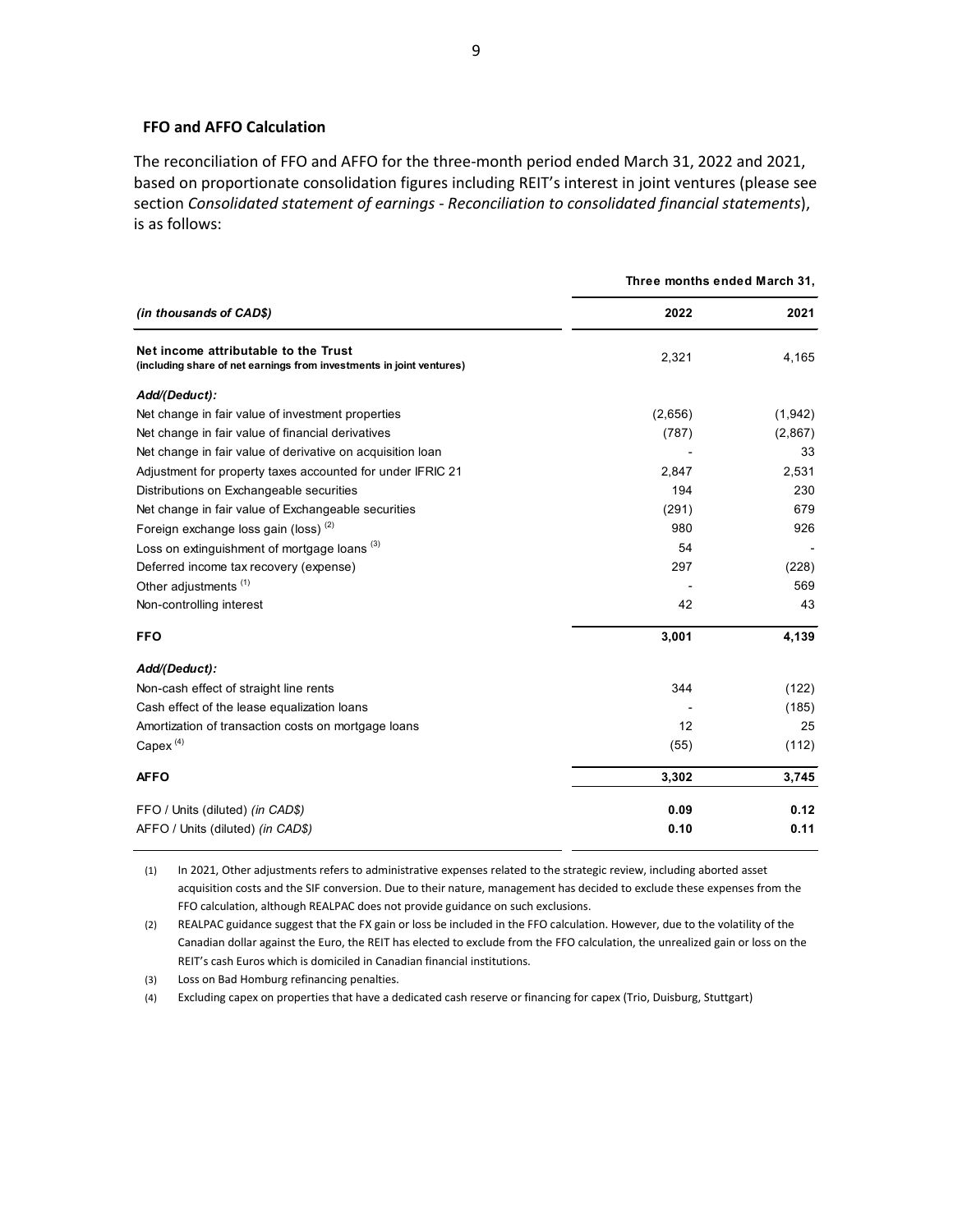### FFO and AFFO Calculation

The reconciliation of FFO and AFFO for the three-month period ended March 31, 2022 and 2021, based on proportionate consolidation figures including REIT's interest in joint ventures (please see section *Consolidated statement of earnings - Reconciliation to consolidated financial statements*), is as follows:

| | Three months ended March 31, | |
|---|---|---|
| *(in thousands of CAD$)* | **2022** | **2021** |
| **Net income attributable to the Trust** **(including share of net earnings from investments in joint ventures)** | 2,321 | 4,165 |
| ***Add/(Deduct):*** | | |
| Net change in fair value of investment properties | (2,656) | (1,942) |
| Net change in fair value of financial derivatives | (787) | (2,867) |
| Net change in fair value of derivative on acquisition loan | - | 33 |
| Adjustment for property taxes accounted for under IFRIC 21 | 2,847 | 2,531 |
| Distributions on Exchangeable securities | 194 | 230 |
| Net change in fair value of Exchangeable securities | (291) | 679 |
| Foreign exchange loss gain (loss) (2) | 980 | 926 |
| Loss on extinguishment of mortgage loans (3) | 54 | - |
| Deferred income tax recovery (expense) | 297 | (228) |
| Other adjustments (1) | - | 569 |
| Non-controlling interest | 42 | 43 |
| **FFO** | **3,001** | **4,139** |
| ***Add/(Deduct):*** | | |
| Non-cash effect of straight line rents | 344 | (122) |
| Cash effect of the lease equalization loans | - | (185) |
| Amortization of transaction costs on mortgage loans | 12 | 25 |
| Capex (4) | (55) | (112) |
| **AFFO** | **3,302** | **3,745** |
| FFO / Units (diluted) *(in CAD$)* | **0.09** | **0.12** |
| AFFO / Units (diluted) *(in CAD$)* | **0.10** | **0.11** |

(1) In 2021, Other adjustments refers to administrative expenses related to the strategic review, including aborted asset acquisition costs and the SIF conversion. Due to their nature, management has decided to exclude these expenses from the FFO calculation, although REALPAC does not provide guidance on such exclusions.

(2) REALPAC guidance suggest that the FX gain or loss be included in the FFO calculation. However, due to the volatility of the Canadian dollar against the Euro, the REIT has elected to exclude from the FFO calculation, the unrealized gain or loss on the REIT's cash Euros which is domiciled in Canadian financial institutions.

(3) Loss on Bad Homburg refinancing penalties.

(4) Excluding capex on properties that have a dedicated cash reserve or financing for capex (Trio, Duisburg, Stuttgart)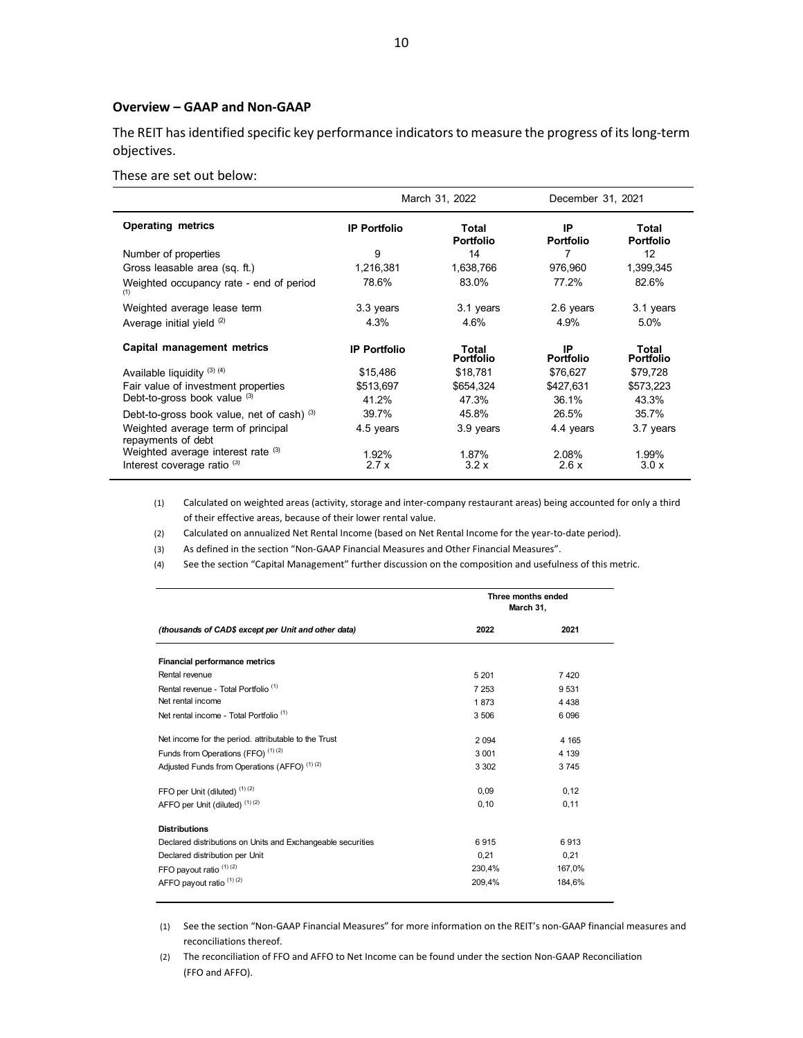**Overview – GAAP and Non-GAAP**

The REIT has identified specific key performance indicators to measure the progress of its long-term objectives.

These are set out below:

| | March 31, 2022 | | December 31, 2021 | |
|---|---|---|---|---|
| **Operating metrics** | **IP Portfolio** | **Total Portfolio** | **IP Portfolio** | **Total Portfolio** |
| Number of properties | 9 | 14 | 7 | 12 |
| Gross leasable area (sq. ft.) | 1,216,381 | 1,638,766 | 976,960 | 1,399,345 |
| Weighted occupancy rate - end of period (1) | 78.6% | 83.0% | 77.2% | 82.6% |
| Weighted average lease term | 3.3 years | 3.1 years | 2.6 years | 3.1 years |
| Average initial yield (2) | 4.3% | 4.6% | 4.9% | 5.0% |
| **Capital management metrics** | **IP Portfolio** | **Total Portfolio** | **IP Portfolio** | **Total Portfolio** |
| Available liquidity (3) (4) | $15,486 | $18,781 | $76,627 | $79,728 |
| Fair value of investment properties | $513,697 | $654,324 | $427,631 | $573,223 |
| Debt-to-gross book value (3) | 41.2% | 47.3% | 36.1% | 43.3% |
| Debt-to-gross book value, net of cash) (3) | 39.7% | 45.8% | 26.5% | 35.7% |
| Weighted average term of principal repayments of debt | 4.5 years | 3.9 years | 4.4 years | 3.7 years |
| Weighted average interest rate (3) | 1.92% | 1.87% | 2.08% | 1.99% |
| Interest coverage ratio (3) | 2.7 x | 3.2 x | 2.6 x | 3.0 x |

(1) Calculated on weighted areas (activity, storage and inter-company restaurant areas) being accounted for only a third of their effective areas, because of their lower rental value.

(2) Calculated on annualized Net Rental Income (based on Net Rental Income for the year-to-date period).

(3) As defined in the section "Non-GAAP Financial Measures and Other Financial Measures".

(4) See the section "Capital Management" further discussion on the composition and usefulness of this metric.

| | Three months ended March 31, | |
|---|---|---|
| *(thousands of CAD$ except per Unit and other data)* | **2022** | **2021** |
| **Financial performance metrics** | | |
| Rental revenue | 5 201 | 7 420 |
| Rental revenue - Total Portfolio (1) | 7 253 | 9 531 |
| Net rental income | 1 873 | 4 438 |
| Net rental income - Total Portfolio (1) | 3 506 | 6 096 |
| Net income for the period. attributable to the Trust | 2 094 | 4 165 |
| Funds from Operations (FFO) (1) (2) | 3 001 | 4 139 |
| Adjusted Funds from Operations (AFFO) (1) (2) | 3 302 | 3 745 |
| FFO per Unit (diluted) (1) (2) | 0,09 | 0,12 |
| AFFO per Unit (diluted) (1) (2) | 0,10 | 0,11 |
| **Distributions** | | |
| Declared distributions on Units and Exchangeable securities | 6 915 | 6 913 |
| Declared distribution per Unit | 0,21 | 0,21 |
| FFO payout ratio (1) (2) | 230,4% | 167,0% |
| AFFO payout ratio (1) (2) | 209,4% | 184,6% |

(1) See the section "Non-GAAP Financial Measures" for more information on the REIT's non-GAAP financial measures and reconciliations thereof.

(2) The reconciliation of FFO and AFFO to Net Income can be found under the section Non-GAAP Reconciliation (FFO and AFFO).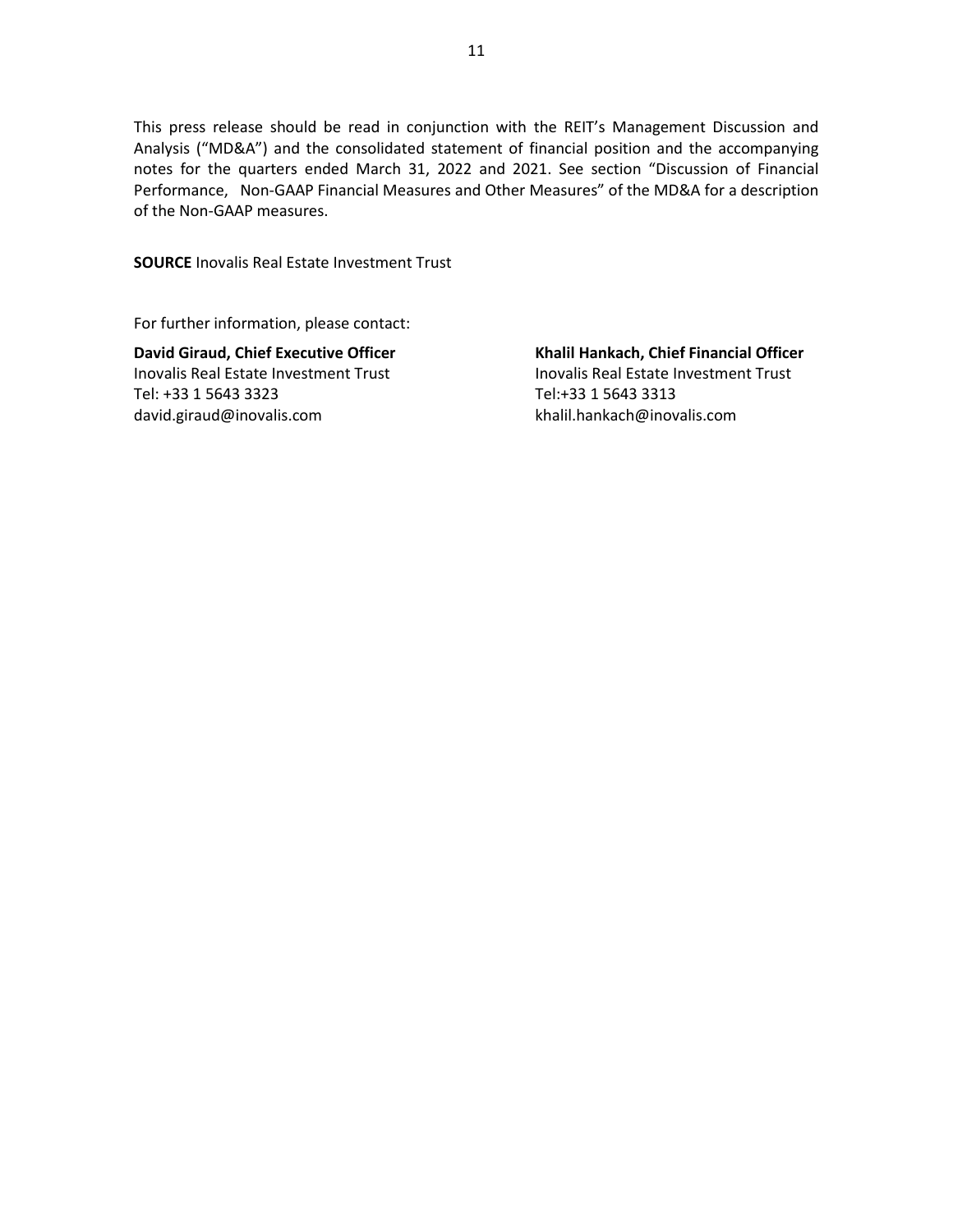This press release should be read in conjunction with the REIT's Management Discussion and Analysis ("MD&A") and the consolidated statement of financial position and the accompanying notes for the quarters ended March 31, 2022 and 2021. See section "Discussion of Financial Performance, Non-GAAP Financial Measures and Other Measures" of the MD&A for a description of the Non-GAAP measures.

**SOURCE** Inovalis Real Estate Investment Trust

For further information, please contact:

**David Giraud, Chief Executive Officer**
Inovalis Real Estate Investment Trust
Tel: +33 1 5643 3323
david.giraud@inovalis.com

**Khalil Hankach, Chief Financial Officer**
Inovalis Real Estate Investment Trust
Tel:+33 1 5643 3313
khalil.hankach@inovalis.com